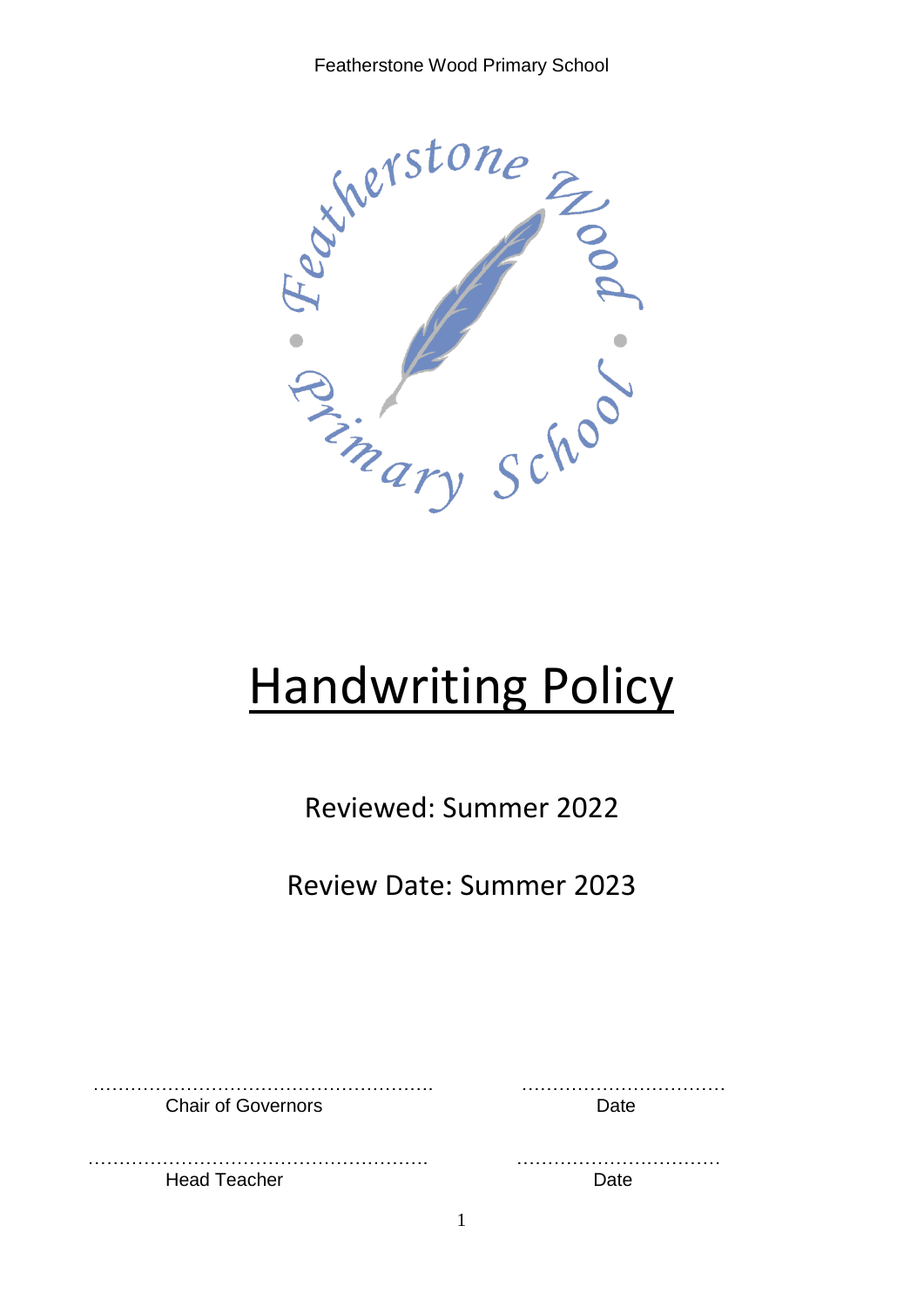Featherstone Wood Primary School

# Handwriting Policy

Reviewed: Summer 2022

Review Date: Summer 2023

……………………………………………… ……………………………
Chair of Governors Date

……………………………………………… ……………………………
Head Teacher Date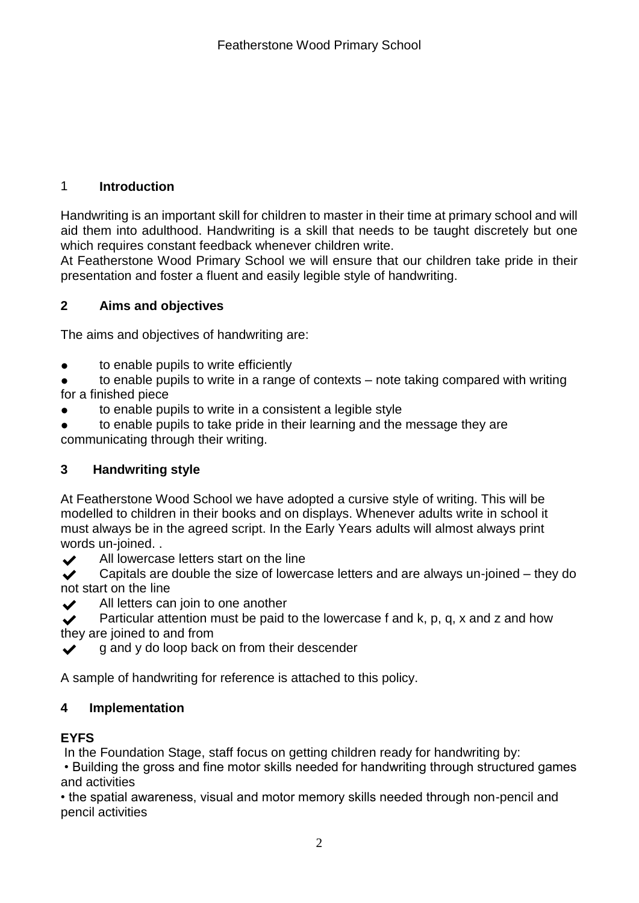## 1 Introduction

Handwriting is an important skill for children to master in their time at primary school and will aid them into adulthood. Handwriting is a skill that needs to be taught discretely but one which requires constant feedback whenever children write.

At Featherstone Wood Primary School we will ensure that our children take pride in their presentation and foster a fluent and easily legible style of handwriting.

## 2 Aims and objectives

The aims and objectives of handwriting are:

- to enable pupils to write efficiently
- to enable pupils to write in a range of contexts – note taking compared with writing for a finished piece
- to enable pupils to write in a consistent a legible style
- to enable pupils to take pride in their learning and the message they are communicating through their writing.

## 3 Handwriting style

At Featherstone Wood School we have adopted a cursive style of writing. This will be modelled to children in their books and on displays. Whenever adults write in school it must always be in the agreed script. In the Early Years adults will almost always print words un-joined. .

- ✔ All lowercase letters start on the line
- ✔ Capitals are double the size of lowercase letters and are always un-joined – they do not start on the line
- ✔ All letters can join to one another
- ✔ Particular attention must be paid to the lowercase f and k, p, q, x and z and how they are joined to and from
- ✔ g and y do loop back on from their descender

A sample of handwriting for reference is attached to this policy.

## 4 Implementation

**EYFS**

In the Foundation Stage, staff focus on getting children ready for handwriting by:

- Building the gross and fine motor skills needed for handwriting through structured games and activities
- the spatial awareness, visual and motor memory skills needed through non-pencil and pencil activities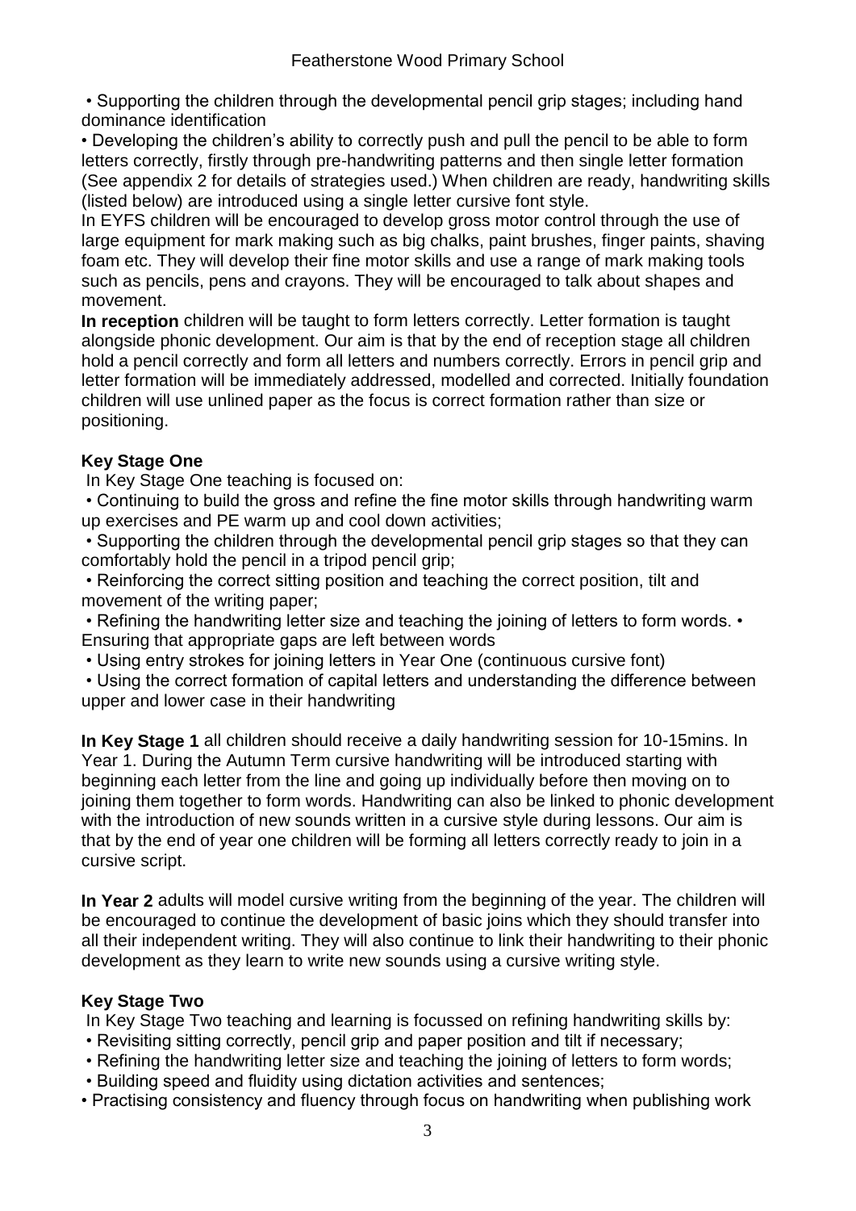- Supporting the children through the developmental pencil grip stages; including hand dominance identification
- Developing the children's ability to correctly push and pull the pencil to be able to form letters correctly, firstly through pre-handwriting patterns and then single letter formation (See appendix 2 for details of strategies used.) When children are ready, handwriting skills (listed below) are introduced using a single letter cursive font style.

In EYFS children will be encouraged to develop gross motor control through the use of large equipment for mark making such as big chalks, paint brushes, finger paints, shaving foam etc. They will develop their fine motor skills and use a range of mark making tools such as pencils, pens and crayons. They will be encouraged to talk about shapes and movement.

**In reception** children will be taught to form letters correctly. Letter formation is taught alongside phonic development. Our aim is that by the end of reception stage all children hold a pencil correctly and form all letters and numbers correctly. Errors in pencil grip and letter formation will be immediately addressed, modelled and corrected. Initially foundation children will use unlined paper as the focus is correct formation rather than size or positioning.

**Key Stage One**

In Key Stage One teaching is focused on:

- Continuing to build the gross and refine the fine motor skills through handwriting warm up exercises and PE warm up and cool down activities;
- Supporting the children through the developmental pencil grip stages so that they can comfortably hold the pencil in a tripod pencil grip;
- Reinforcing the correct sitting position and teaching the correct position, tilt and movement of the writing paper;
- Refining the handwriting letter size and teaching the joining of letters to form words.
- Ensuring that appropriate gaps are left between words
- Using entry strokes for joining letters in Year One (continuous cursive font)
- Using the correct formation of capital letters and understanding the difference between upper and lower case in their handwriting

**In Key Stage 1** all children should receive a daily handwriting session for 10-15mins. In Year 1. During the Autumn Term cursive handwriting will be introduced starting with beginning each letter from the line and going up individually before then moving on to joining them together to form words. Handwriting can also be linked to phonic development with the introduction of new sounds written in a cursive style during lessons. Our aim is that by the end of year one children will be forming all letters correctly ready to join in a cursive script.

**In Year 2** adults will model cursive writing from the beginning of the year. The children will be encouraged to continue the development of basic joins which they should transfer into all their independent writing. They will also continue to link their handwriting to their phonic development as they learn to write new sounds using a cursive writing style.

**Key Stage Two**

In Key Stage Two teaching and learning is focussed on refining handwriting skills by:

- Revisiting sitting correctly, pencil grip and paper position and tilt if necessary;
- Refining the handwriting letter size and teaching the joining of letters to form words;
- Building speed and fluidity using dictation activities and sentences;
- Practising consistency and fluency through focus on handwriting when publishing work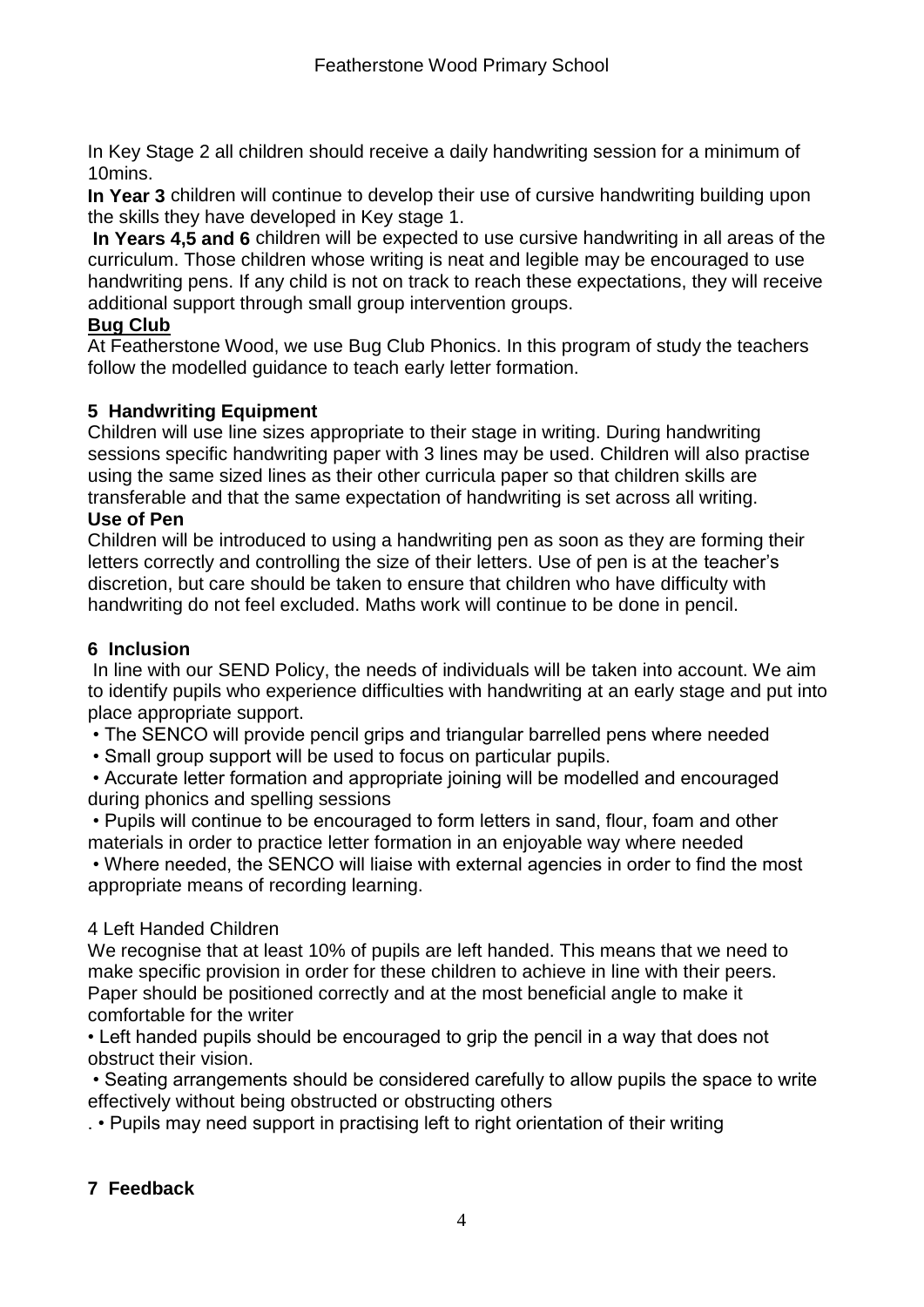In Key Stage 2 all children should receive a daily handwriting session for a minimum of 10mins.

**In Year 3** children will continue to develop their use of cursive handwriting building upon the skills they have developed in Key stage 1.

**In Years 4,5 and 6** children will be expected to use cursive handwriting in all areas of the curriculum. Those children whose writing is neat and legible may be encouraged to use handwriting pens. If any child is not on track to reach these expectations, they will receive additional support through small group intervention groups.

**Bug Club**

At Featherstone Wood, we use Bug Club Phonics. In this program of study the teachers follow the modelled guidance to teach early letter formation.

## 5 Handwriting Equipment

Children will use line sizes appropriate to their stage in writing. During handwriting sessions specific handwriting paper with 3 lines may be used. Children will also practise using the same sized lines as their other curricula paper so that children skills are transferable and that the same expectation of handwriting is set across all writing.

**Use of Pen**

Children will be introduced to using a handwriting pen as soon as they are forming their letters correctly and controlling the size of their letters. Use of pen is at the teacher's discretion, but care should be taken to ensure that children who have difficulty with handwriting do not feel excluded. Maths work will continue to be done in pencil.

## 6 Inclusion

In line with our SEND Policy, the needs of individuals will be taken into account. We aim to identify pupils who experience difficulties with handwriting at an early stage and put into place appropriate support.

- The SENCO will provide pencil grips and triangular barrelled pens where needed
- Small group support will be used to focus on particular pupils.
- Accurate letter formation and appropriate joining will be modelled and encouraged during phonics and spelling sessions
- Pupils will continue to be encouraged to form letters in sand, flour, foam and other materials in order to practice letter formation in an enjoyable way where needed
- Where needed, the SENCO will liaise with external agencies in order to find the most appropriate means of recording learning.

4 Left Handed Children

We recognise that at least 10% of pupils are left handed. This means that we need to make specific provision in order for these children to achieve in line with their peers. Paper should be positioned correctly and at the most beneficial angle to make it comfortable for the writer

- Left handed pupils should be encouraged to grip the pencil in a way that does not obstruct their vision.
- Seating arrangements should be considered carefully to allow pupils the space to write effectively without being obstructed or obstructing others
- Pupils may need support in practising left to right orientation of their writing

## 7 Feedback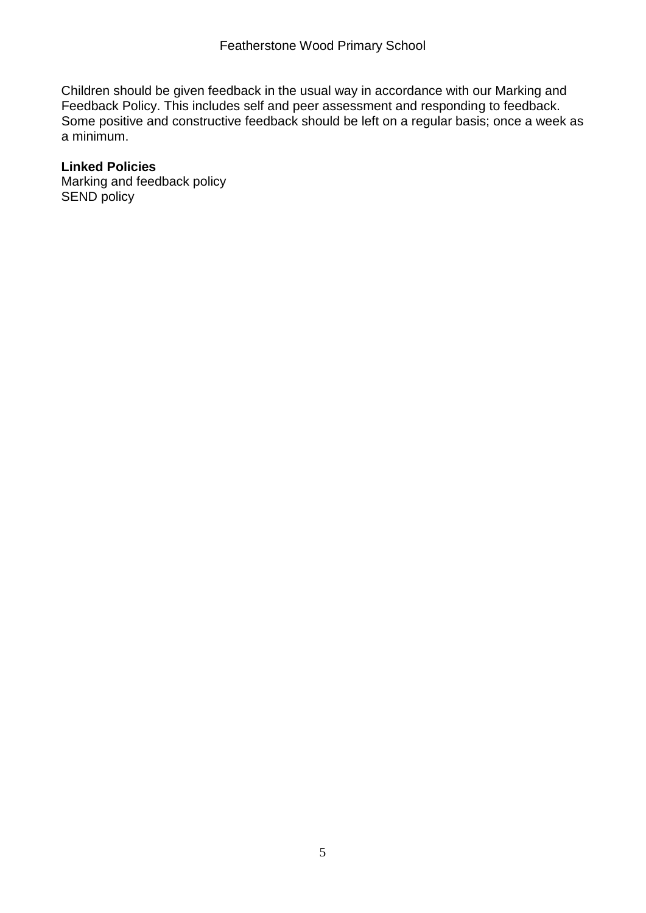Children should be given feedback in the usual way in accordance with our Marking and Feedback Policy. This includes self and peer assessment and responding to feedback. Some positive and constructive feedback should be left on a regular basis; once a week as a minimum.

**Linked Policies**

Marking and feedback policy
SEND policy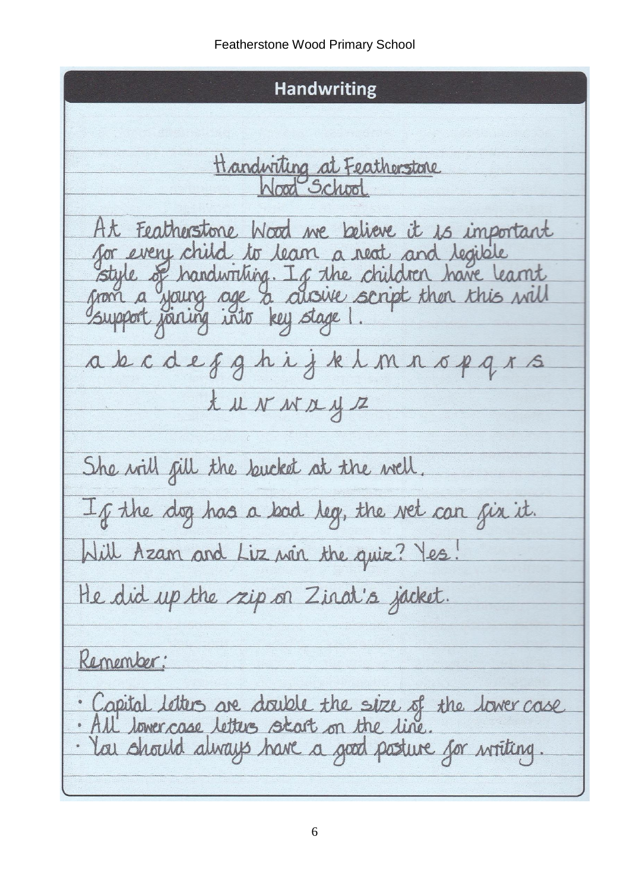# Handwriting

## Handwriting at Featherstone Wood School

At Featherstone Wood we believe it is important for every child to learn a neat and legible style of handwriting. If the children have learnt from a young age a cursive script then this will support joining into key stage 1.

a b c d e f g h i j k l m n o p q r s

t u v w x y z

She will fill the bucket at the well.

If the dog has a bad leg, the vet can fix it.

Will Azam and Liz win the quiz? Yes!

He did up the zip on Zinat's jacket.

Remember:

- Capital letters are double the size of the lower case
- All lowercase letters start on the line.
- You should always have a good posture for writing.